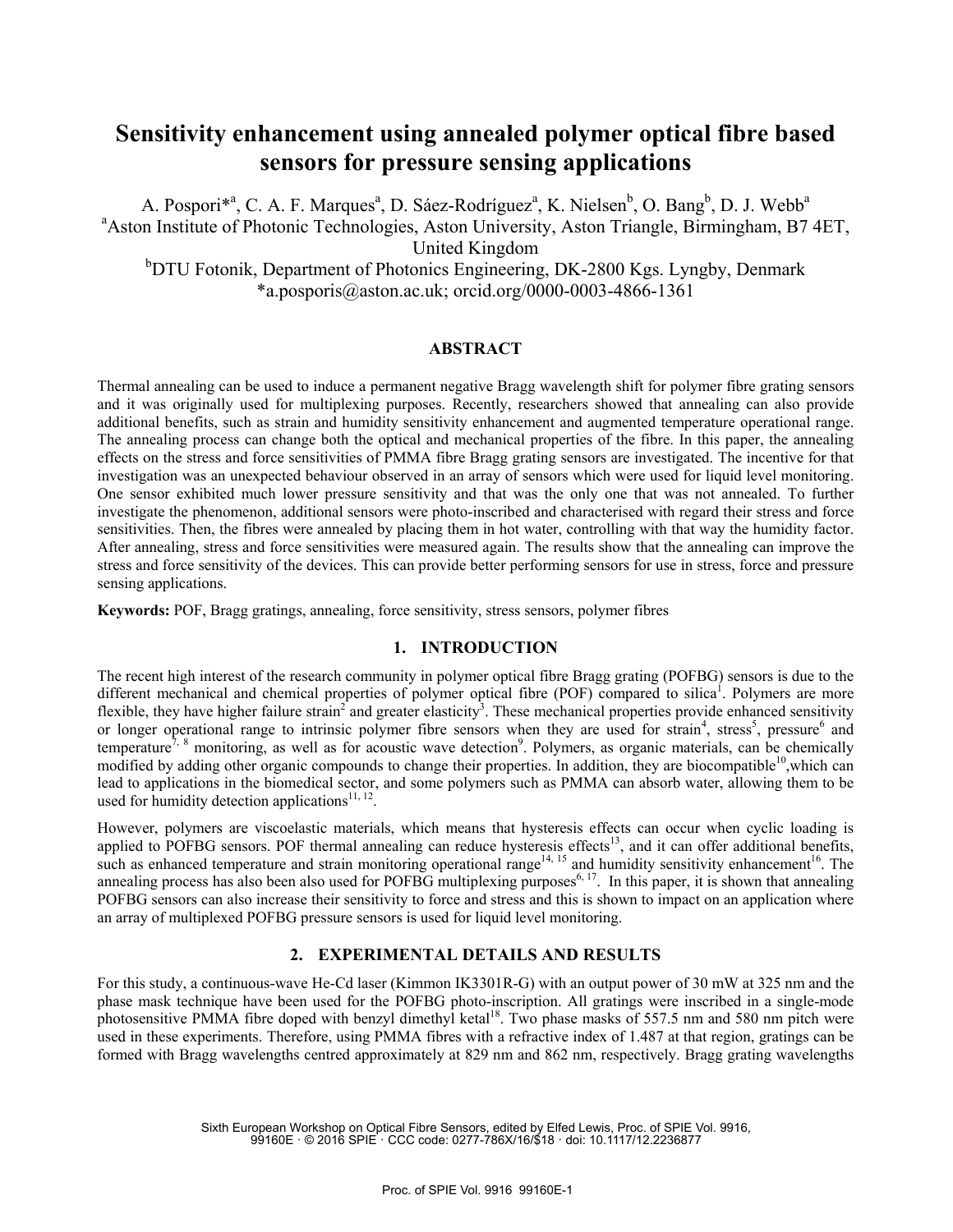# Sensitivity enhancement using annealed polymer optical fibre based sensors for pressure sensing applications

A. Pospori*[a], C. A. F. Marques[a], D. Sáez-Rodríguez[a], K. Nielsen[b], O. Bang[b], D. J. Webb[a]

[a]Aston Institute of Photonic Technologies, Aston University, Aston Triangle, Birmingham, B7 4ET, United Kingdom

[b]DTU Fotonik, Department of Photonics Engineering, DK-2800 Kgs. Lyngby, Denmark

*a.posporis@aston.ac.uk; orcid.org/0000-0003-4866-1361

## ABSTRACT

Thermal annealing can be used to induce a permanent negative Bragg wavelength shift for polymer fibre grating sensors and it was originally used for multiplexing purposes. Recently, researchers showed that annealing can also provide additional benefits, such as strain and humidity sensitivity enhancement and augmented temperature operational range. The annealing process can change both the optical and mechanical properties of the fibre. In this paper, the annealing effects on the stress and force sensitivities of PMMA fibre Bragg grating sensors are investigated. The incentive for that investigation was an unexpected behaviour observed in an array of sensors which were used for liquid level monitoring. One sensor exhibited much lower pressure sensitivity and that was the only one that was not annealed. To further investigate the phenomenon, additional sensors were photo-inscribed and characterised with regard their stress and force sensitivities. Then, the fibres were annealed by placing them in hot water, controlling with that way the humidity factor. After annealing, stress and force sensitivities were measured again. The results show that the annealing can improve the stress and force sensitivity of the devices. This can provide better performing sensors for use in stress, force and pressure sensing applications.

**Keywords:** POF, Bragg gratings, annealing, force sensitivity, stress sensors, polymer fibres

## 1. INTRODUCTION

The recent high interest of the research community in polymer optical fibre Bragg grating (POFBG) sensors is due to the different mechanical and chemical properties of polymer optical fibre (POF) compared to silica[1]. Polymers are more flexible, they have higher failure strain[2] and greater elasticity[3]. These mechanical properties provide enhanced sensitivity or longer operational range to intrinsic polymer fibre sensors when they are used for strain[4], stress[5], pressure[6] and temperature[7, 8] monitoring, as well as for acoustic wave detection[9]. Polymers, as organic materials, can be chemically modified by adding other organic compounds to change their properties. In addition, they are biocompatible[10],which can lead to applications in the biomedical sector, and some polymers such as PMMA can absorb water, allowing them to be used for humidity detection applications[11, 12].

However, polymers are viscoelastic materials, which means that hysteresis effects can occur when cyclic loading is applied to POFBG sensors. POF thermal annealing can reduce hysteresis effects[13], and it can offer additional benefits, such as enhanced temperature and strain monitoring operational range[14, 15] and humidity sensitivity enhancement[16]. The annealing process has also been also used for POFBG multiplexing purposes[6, 17]. In this paper, it is shown that annealing POFBG sensors can also increase their sensitivity to force and stress and this is shown to impact on an application where an array of multiplexed POFBG pressure sensors is used for liquid level monitoring.

## 2. EXPERIMENTAL DETAILS AND RESULTS

For this study, a continuous-wave He-Cd laser (Kimmon IK3301R-G) with an output power of 30 mW at 325 nm and the phase mask technique have been used for the POFBG photo-inscription. All gratings were inscribed in a single-mode photosensitive PMMA fibre doped with benzyl dimethyl ketal[18]. Two phase masks of 557.5 nm and 580 nm pitch were used in these experiments. Therefore, using PMMA fibres with a refractive index of 1.487 at that region, gratings can be formed with Bragg wavelengths centred approximately at 829 nm and 862 nm, respectively. Bragg grating wavelengths

Sixth European Workshop on Optical Fibre Sensors, edited by Elfed Lewis, Proc. of SPIE Vol. 9916, 99160E · © 2016 SPIE · CCC code: 0277-786X/16/$18 · doi: 10.1117/12.2236877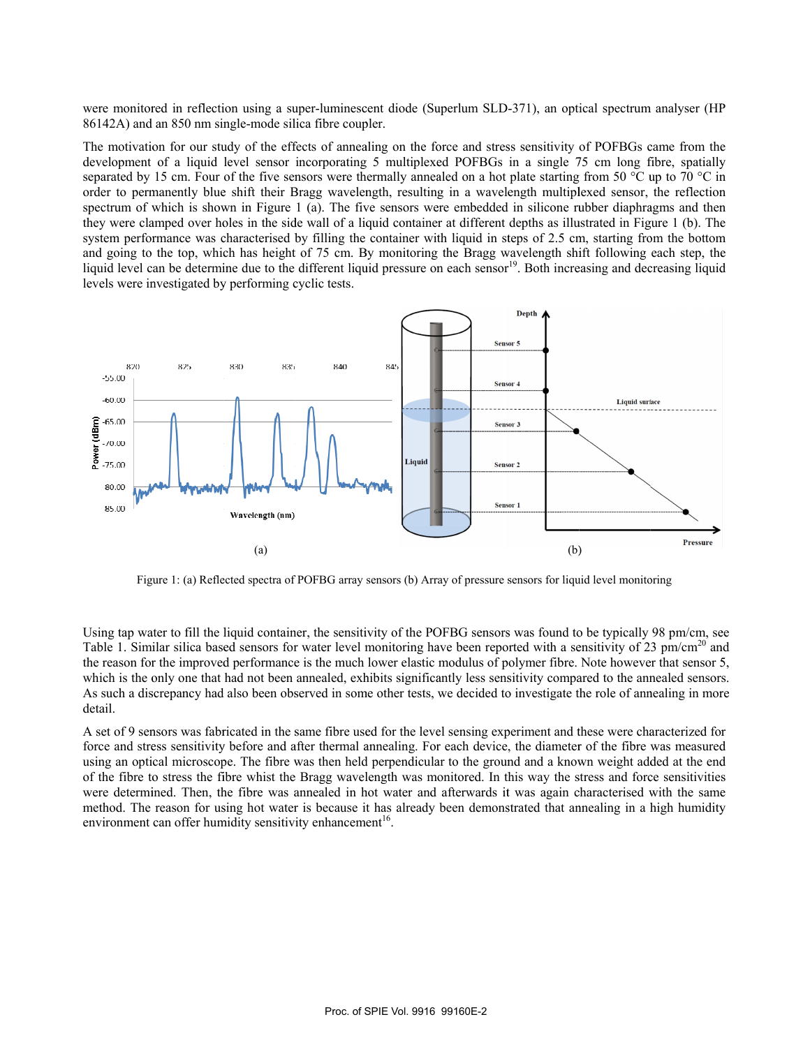were monitored in reflection using a super-luminescent diode (Superlum SLD-371), an optical spectrum analyser (HP 86142A) and an 850 nm single-mode silica fibre coupler.

The motivation for our study of the effects of annealing on the force and stress sensitivity of POFBGs came from the development of a liquid level sensor incorporating 5 multiplexed POFBGs in a single 75 cm long fibre, spatially separated by 15 cm. Four of the five sensors were thermally annealed on a hot plate starting from 50 °C up to 70 °C in order to permanently blue shift their Bragg wavelength, resulting in a wavelength multiplexed sensor, the reflection spectrum of which is shown in Figure 1 (a). The five sensors were embedded in silicone rubber diaphragms and then they were clamped over holes in the side wall of a liquid container at different depths as illustrated in Figure 1 (b). The system performance was characterised by filling the container with liquid in steps of 2.5 cm, starting from the bottom and going to the top, which has height of 75 cm. By monitoring the Bragg wavelength shift following each step, the liquid level can be determine due to the different liquid pressure on each sensor[19]. Both increasing and decreasing liquid levels were investigated by performing cyclic tests.

Figure 1: (a) Reflected spectra of POFBG array sensors (b) Array of pressure sensors for liquid level monitoring

Using tap water to fill the liquid container, the sensitivity of the POFBG sensors was found to be typically 98 pm/cm, see Table 1. Similar silica based sensors for water level monitoring have been reported with a sensitivity of 23 pm/cm[20] and the reason for the improved performance is the much lower elastic modulus of polymer fibre. Note however that sensor 5, which is the only one that had not been annealed, exhibits significantly less sensitivity compared to the annealed sensors. As such a discrepancy had also been observed in some other tests, we decided to investigate the role of annealing in more detail.

A set of 9 sensors was fabricated in the same fibre used for the level sensing experiment and these were characterized for force and stress sensitivity before and after thermal annealing. For each device, the diameter of the fibre was measured using an optical microscope. The fibre was then held perpendicular to the ground and a known weight added at the end of the fibre to stress the fibre whist the Bragg wavelength was monitored. In this way the stress and force sensitivities were determined. Then, the fibre was annealed in hot water and afterwards it was again characterised with the same method. The reason for using hot water is because it has already been demonstrated that annealing in a high humidity environment can offer humidity sensitivity enhancement[16].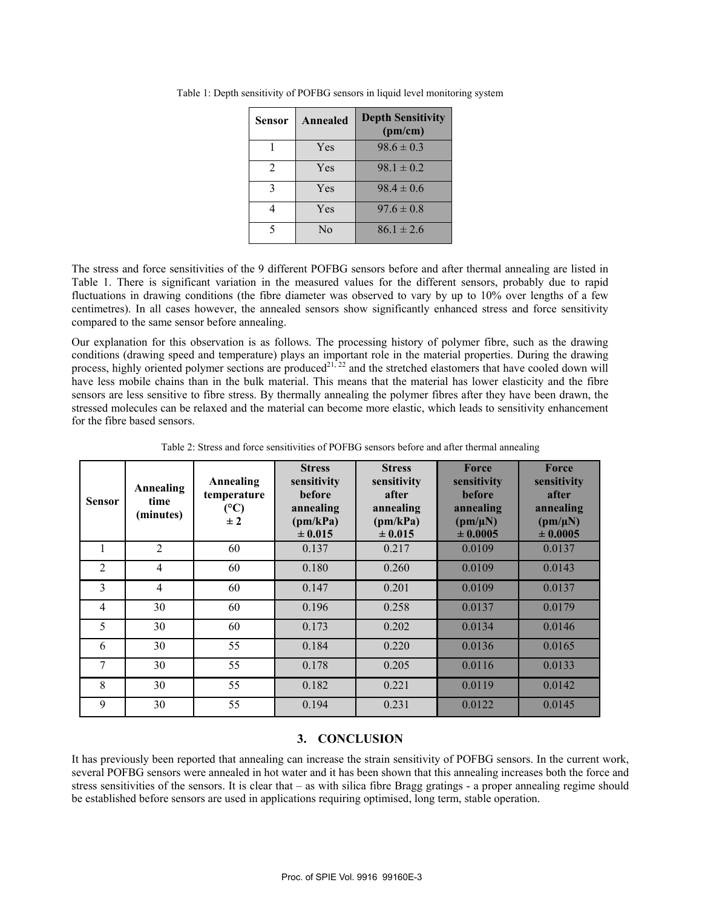Table 1: Depth sensitivity of POFBG sensors in liquid level monitoring system

| Sensor | Annealed | Depth Sensitivity (pm/cm) |
|---|---|---|
| 1 | Yes | 98.6 ± 0.3 |
| 2 | Yes | 98.1 ± 0.2 |
| 3 | Yes | 98.4 ± 0.6 |
| 4 | Yes | 97.6 ± 0.8 |
| 5 | No | 86.1 ± 2.6 |

The stress and force sensitivities of the 9 different POFBG sensors before and after thermal annealing are listed in Table 1. There is significant variation in the measured values for the different sensors, probably due to rapid fluctuations in drawing conditions (the fibre diameter was observed to vary by up to 10% over lengths of a few centimetres). In all cases however, the annealed sensors show significantly enhanced stress and force sensitivity compared to the same sensor before annealing.

Our explanation for this observation is as follows. The processing history of polymer fibre, such as the drawing conditions (drawing speed and temperature) plays an important role in the material properties. During the drawing process, highly oriented polymer sections are produced[21, 22] and the stretched elastomers that have cooled down will have less mobile chains than in the bulk material. This means that the material has lower elasticity and the fibre sensors are less sensitive to fibre stress. By thermally annealing the polymer fibres after they have been drawn, the stressed molecules can be relaxed and the material can become more elastic, which leads to sensitivity enhancement for the fibre based sensors.

Table 2: Stress and force sensitivities of POFBG sensors before and after thermal annealing

| Sensor | Annealing time (minutes) | Annealing temperature (°C) ± 2 | Stress sensitivity before annealing (pm/kPa) ± 0.015 | Stress sensitivity after annealing (pm/kPa) ± 0.015 | Force sensitivity before annealing (pm/μN) ± 0.0005 | Force sensitivity after annealing (pm/μN) ± 0.0005 |
|---|---|---|---|---|---|---|
| 1 | 2 | 60 | 0.137 | 0.217 | 0.0109 | 0.0137 |
| 2 | 4 | 60 | 0.180 | 0.260 | 0.0109 | 0.0143 |
| 3 | 4 | 60 | 0.147 | 0.201 | 0.0109 | 0.0137 |
| 4 | 30 | 60 | 0.196 | 0.258 | 0.0137 | 0.0179 |
| 5 | 30 | 60 | 0.173 | 0.202 | 0.0134 | 0.0146 |
| 6 | 30 | 55 | 0.184 | 0.220 | 0.0136 | 0.0165 |
| 7 | 30 | 55 | 0.178 | 0.205 | 0.0116 | 0.0133 |
| 8 | 30 | 55 | 0.182 | 0.221 | 0.0119 | 0.0142 |
| 9 | 30 | 55 | 0.194 | 0.231 | 0.0122 | 0.0145 |

## 3. CONCLUSION

It has previously been reported that annealing can increase the strain sensitivity of POFBG sensors. In the current work, several POFBG sensors were annealed in hot water and it has been shown that this annealing increases both the force and stress sensitivities of the sensors. It is clear that – as with silica fibre Bragg gratings - a proper annealing regime should be established before sensors are used in applications requiring optimised, long term, stable operation.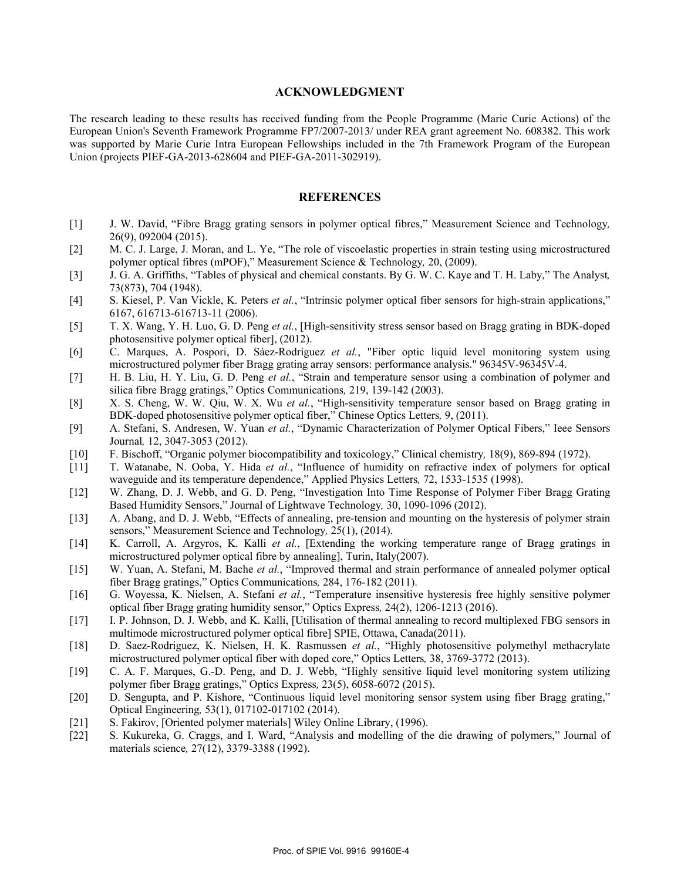## ACKNOWLEDGMENT

The research leading to these results has received funding from the People Programme (Marie Curie Actions) of the European Union's Seventh Framework Programme FP7/2007-2013/ under REA grant agreement No. 608382. This work was supported by Marie Curie Intra European Fellowships included in the 7th Framework Program of the European Union (projects PIEF-GA-2013-628604 and PIEF-GA-2011-302919).

## REFERENCES

[1] J. W. David, "Fibre Bragg grating sensors in polymer optical fibres," Measurement Science and Technology, 26(9), 092004 (2015).

[2] M. C. J. Large, J. Moran, and L. Ye, "The role of viscoelastic properties in strain testing using microstructured polymer optical fibres (mPOF)," Measurement Science & Technology, 20, (2009).

[3] J. G. A. Griffiths, "Tables of physical and chemical constants. By G. W. C. Kaye and T. H. Laby," The Analyst, 73(873), 704 (1948).

[4] S. Kiesel, P. Van Vickle, K. Peters *et al.*, "Intrinsic polymer optical fiber sensors for high-strain applications," 6167, 616713-616713-11 (2006).

[5] T. X. Wang, Y. H. Luo, G. D. Peng *et al.*, [High-sensitivity stress sensor based on Bragg grating in BDK-doped photosensitive polymer optical fiber], (2012).

[6] C. Marques, A. Pospori, D. Sáez-Rodríguez *et al.*, "Fiber optic liquid level monitoring system using microstructured polymer fiber Bragg grating array sensors: performance analysis." 96345V-96345V-4.

[7] H. B. Liu, H. Y. Liu, G. D. Peng *et al.*, "Strain and temperature sensor using a combination of polymer and silica fibre Bragg gratings," Optics Communications, 219, 139-142 (2003).

[8] X. S. Cheng, W. W. Qiu, W. X. Wu *et al.*, "High-sensitivity temperature sensor based on Bragg grating in BDK-doped photosensitive polymer optical fiber," Chinese Optics Letters, 9, (2011).

[9] A. Stefani, S. Andresen, W. Yuan *et al.*, "Dynamic Characterization of Polymer Optical Fibers," Ieee Sensors Journal, 12, 3047-3053 (2012).

[10] F. Bischoff, "Organic polymer biocompatibility and toxicology," Clinical chemistry, 18(9), 869-894 (1972).

[11] T. Watanabe, N. Ooba, Y. Hida *et al.*, "Influence of humidity on refractive index of polymers for optical waveguide and its temperature dependence," Applied Physics Letters, 72, 1533-1535 (1998).

[12] W. Zhang, D. J. Webb, and G. D. Peng, "Investigation Into Time Response of Polymer Fiber Bragg Grating Based Humidity Sensors," Journal of Lightwave Technology, 30, 1090-1096 (2012).

[13] A. Abang, and D. J. Webb, "Effects of annealing, pre-tension and mounting on the hysteresis of polymer strain sensors," Measurement Science and Technology, 25(1), (2014).

[14] K. Carroll, A. Argyros, K. Kalli *et al.*, [Extending the working temperature range of Bragg gratings in microstructured polymer optical fibre by annealing], Turin, Italy(2007).

[15] W. Yuan, A. Stefani, M. Bache *et al.*, "Improved thermal and strain performance of annealed polymer optical fiber Bragg gratings," Optics Communications, 284, 176-182 (2011).

[16] G. Woyessa, K. Nielsen, A. Stefani *et al.*, "Temperature insensitive hysteresis free highly sensitive polymer optical fiber Bragg grating humidity sensor," Optics Express, 24(2), 1206-1213 (2016).

[17] I. P. Johnson, D. J. Webb, and K. Kalli, [Utilisation of thermal annealing to record multiplexed FBG sensors in multimode microstructured polymer optical fibre] SPIE, Ottawa, Canada(2011).

[18] D. Saez-Rodriguez, K. Nielsen, H. K. Rasmussen *et al.*, "Highly photosensitive polymethyl methacrylate microstructured polymer optical fiber with doped core," Optics Letters, 38, 3769-3772 (2013).

[19] C. A. F. Marques, G.-D. Peng, and D. J. Webb, "Highly sensitive liquid level monitoring system utilizing polymer fiber Bragg gratings," Optics Express, 23(5), 6058-6072 (2015).

[20] D. Sengupta, and P. Kishore, "Continuous liquid level monitoring sensor system using fiber Bragg grating," Optical Engineering, 53(1), 017102-017102 (2014).

[21] S. Fakirov, [Oriented polymer materials] Wiley Online Library, (1996).

[22] S. Kukureka, G. Craggs, and I. Ward, "Analysis and modelling of the die drawing of polymers," Journal of materials science, 27(12), 3379-3388 (1992).